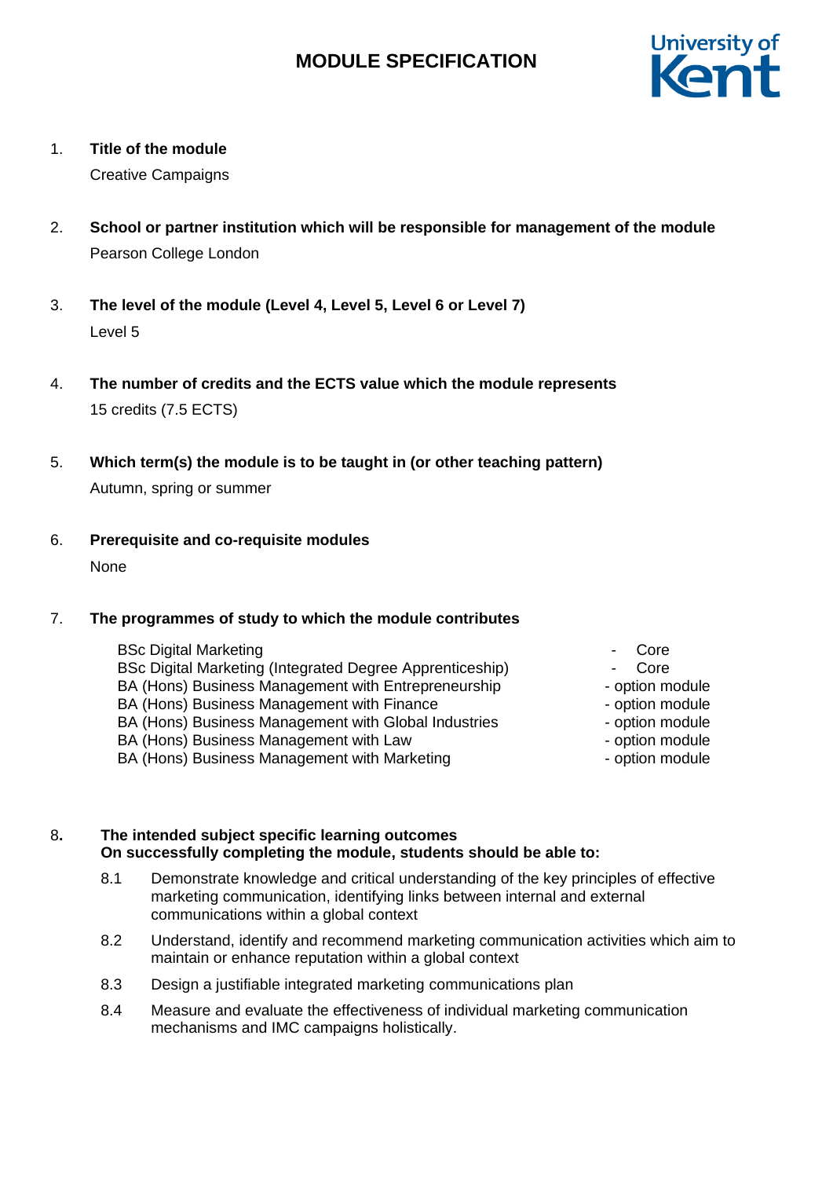# MODULE SPECIFICATION

1. **Title of the module**

   Creative Campaigns

2. **School or partner institution which will be responsible for management of the module**

   Pearson College London

3. **The level of the module (Level 4, Level 5, Level 6 or Level 7)**

   Level 5

4. **The number of credits and the ECTS value which the module represents**

   15 credits (7.5 ECTS)

5. **Which term(s) the module is to be taught in (or other teaching pattern)**

   Autumn, spring or summer

6. **Prerequisite and co-requisite modules**

   None

7. **The programmes of study to which the module contributes**

| Programme | Status |
|---|---|
| BSc Digital Marketing | - Core |
| BSc Digital Marketing (Integrated Degree Apprenticeship) | - Core |
| BA (Hons) Business Management with Entrepreneurship | - option module |
| BA (Hons) Business Management with Finance | - option module |
| BA (Hons) Business Management with Global Industries | - option module |
| BA (Hons) Business Management with Law | - option module |
| BA (Hons) Business Management with Marketing | - option module |

8. **The intended subject specific learning outcomes**
   **On successfully completing the module, students should be able to:**

   8.1 Demonstrate knowledge and critical understanding of the key principles of effective marketing communication, identifying links between internal and external communications within a global context

   8.2 Understand, identify and recommend marketing communication activities which aim to maintain or enhance reputation within a global context

   8.3 Design a justifiable integrated marketing communications plan

   8.4 Measure and evaluate the effectiveness of individual marketing communication mechanisms and IMC campaigns holistically.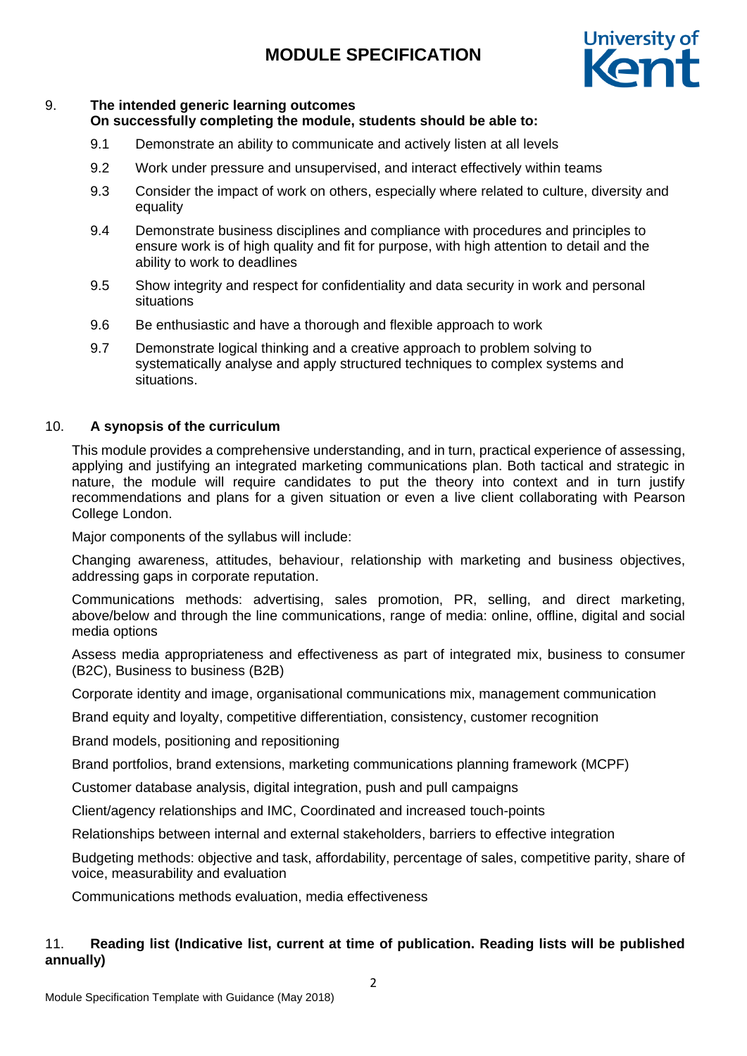## 9. The intended generic learning outcomes

**On successfully completing the module, students should be able to:**

9.1 Demonstrate an ability to communicate and actively listen at all levels

9.2 Work under pressure and unsupervised, and interact effectively within teams

9.3 Consider the impact of work on others, especially where related to culture, diversity and equality

9.4 Demonstrate business disciplines and compliance with procedures and principles to ensure work is of high quality and fit for purpose, with high attention to detail and the ability to work to deadlines

9.5 Show integrity and respect for confidentiality and data security in work and personal situations

9.6 Be enthusiastic and have a thorough and flexible approach to work

9.7 Demonstrate logical thinking and a creative approach to problem solving to systematically analyse and apply structured techniques to complex systems and situations.

## 10. A synopsis of the curriculum

This module provides a comprehensive understanding, and in turn, practical experience of assessing, applying and justifying an integrated marketing communications plan. Both tactical and strategic in nature, the module will require candidates to put the theory into context and in turn justify recommendations and plans for a given situation or even a live client collaborating with Pearson College London.

Major components of the syllabus will include:

Changing awareness, attitudes, behaviour, relationship with marketing and business objectives, addressing gaps in corporate reputation.

Communications methods: advertising, sales promotion, PR, selling, and direct marketing, above/below and through the line communications, range of media: online, offline, digital and social media options

Assess media appropriateness and effectiveness as part of integrated mix, business to consumer (B2C), Business to business (B2B)

Corporate identity and image, organisational communications mix, management communication

Brand equity and loyalty, competitive differentiation, consistency, customer recognition

Brand models, positioning and repositioning

Brand portfolios, brand extensions, marketing communications planning framework (MCPF)

Customer database analysis, digital integration, push and pull campaigns

Client/agency relationships and IMC, Coordinated and increased touch-points

Relationships between internal and external stakeholders, barriers to effective integration

Budgeting methods: objective and task, affordability, percentage of sales, competitive parity, share of voice, measurability and evaluation

Communications methods evaluation, media effectiveness

## 11. Reading list (Indicative list, current at time of publication. Reading lists will be published annually)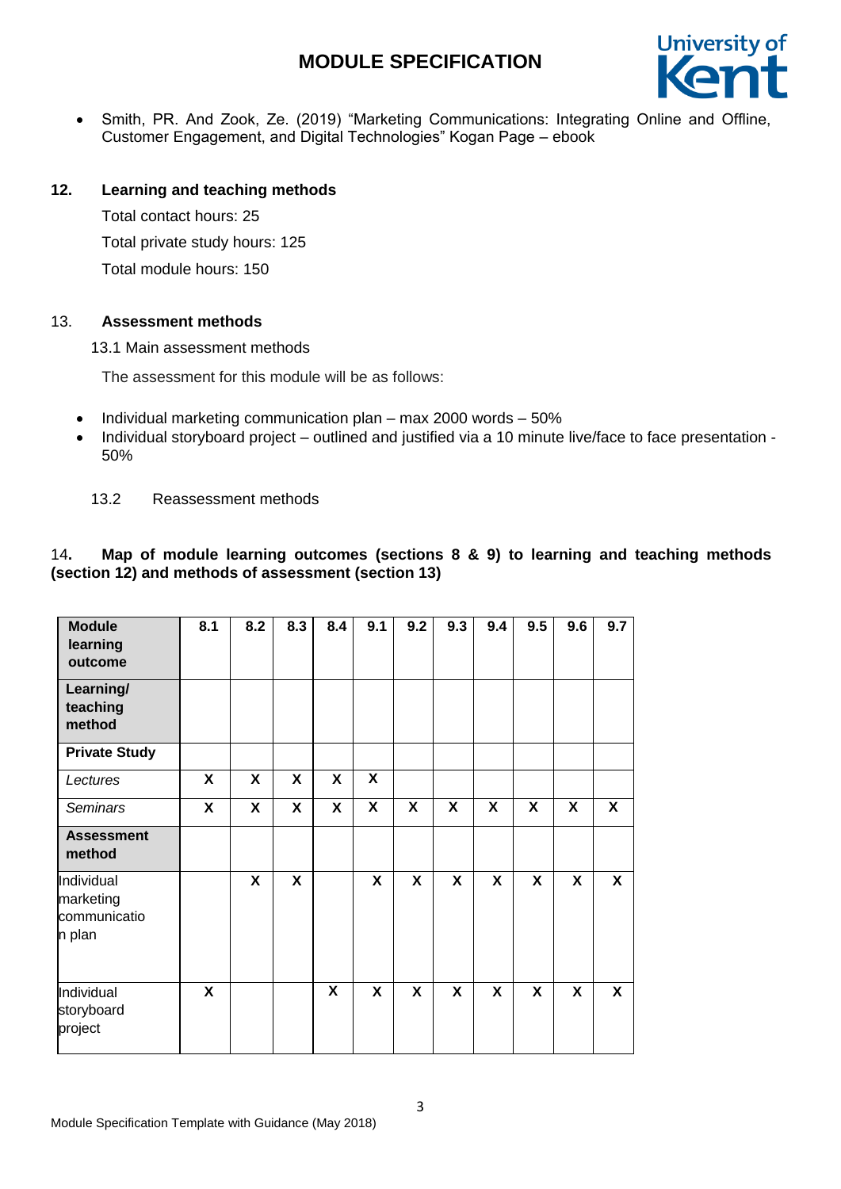- Smith, PR. And Zook, Ze. (2019) "Marketing Communications: Integrating Online and Offline, Customer Engagement, and Digital Technologies" Kogan Page – ebook

## 12. Learning and teaching methods

Total contact hours: 25

Total private study hours: 125

Total module hours: 150

## 13. Assessment methods

13.1 Main assessment methods

The assessment for this module will be as follows:

- Individual marketing communication plan – max 2000 words – 50%
- Individual storyboard project – outlined and justified via a 10 minute live/face to face presentation - 50%

13.2 Reassessment methods

## 14. Map of module learning outcomes (sections 8 & 9) to learning and teaching methods (section 12) and methods of assessment (section 13)

| **Module learning outcome** | 8.1 | 8.2 | 8.3 | 8.4 | 9.1 | 9.2 | 9.3 | 9.4 | 9.5 | 9.6 | 9.7 |
|---|---|---|---|---|---|---|---|---|---|---|---|
| **Learning/ teaching method** | | | | | | | | | | | |
| **Private Study** | | | | | | | | | | | |
| *Lectures* | X | X | X | X | X | | | | | | |
| *Seminars* | X | X | X | X | X | X | X | X | X | X | X |
| **Assessment method** | | | | | | | | | | | |
| Individual marketing communication plan | | X | X | | X | X | X | X | X | X | X |
| Individual storyboard project | X | | | X | X | X | X | X | X | X | X |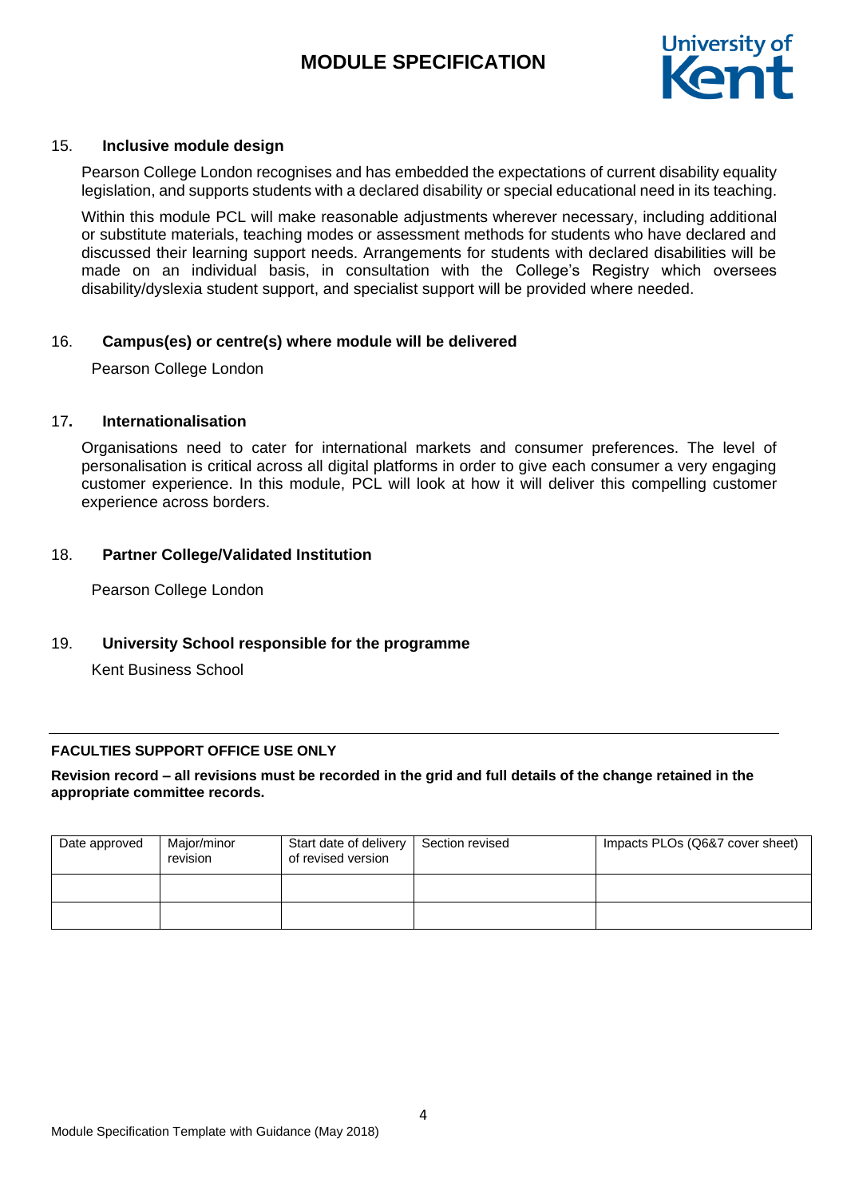### 15. Inclusive module design

Pearson College London recognises and has embedded the expectations of current disability equality legislation, and supports students with a declared disability or special educational need in its teaching.

Within this module PCL will make reasonable adjustments wherever necessary, including additional or substitute materials, teaching modes or assessment methods for students who have declared and discussed their learning support needs. Arrangements for students with declared disabilities will be made on an individual basis, in consultation with the College's Registry which oversees disability/dyslexia student support, and specialist support will be provided where needed.

### 16. Campus(es) or centre(s) where module will be delivered

Pearson College London

### 17. Internationalisation

Organisations need to cater for international markets and consumer preferences. The level of personalisation is critical across all digital platforms in order to give each consumer a very engaging customer experience. In this module, PCL will look at how it will deliver this compelling customer experience across borders.

### 18. Partner College/Validated Institution

Pearson College London

### 19. University School responsible for the programme

Kent Business School

---

**FACULTIES SUPPORT OFFICE USE ONLY**

**Revision record – all revisions must be recorded in the grid and full details of the change retained in the appropriate committee records.**

| Date approved | Major/minor revision | Start date of delivery of revised version | Section revised | Impacts PLOs (Q6&7 cover sheet) |
|---|---|---|---|---|
| | | | | |
| | | | | |